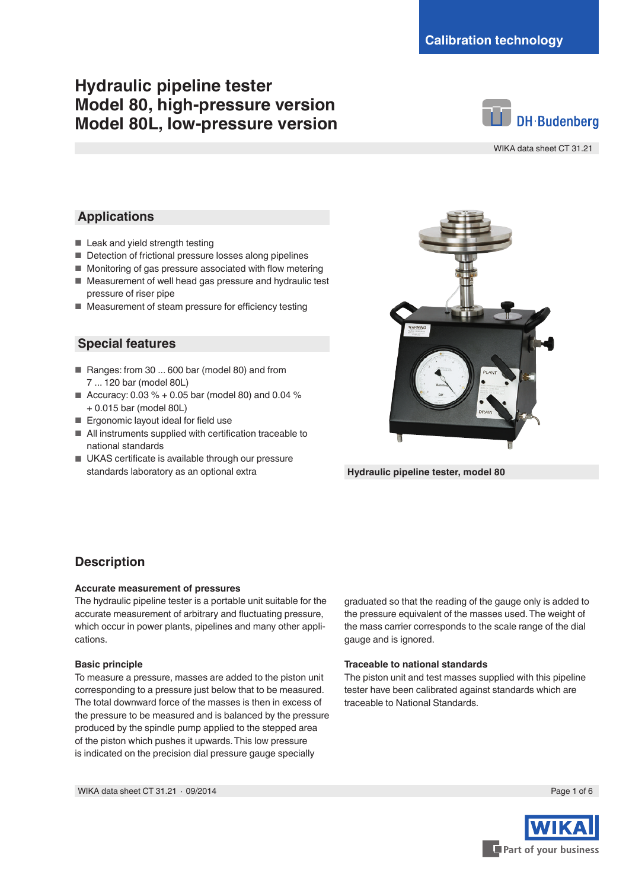Calibration technology

# Hydraulic pipeline tester
# Model 80, high-pressure version
# Model 80L, low-pressure version

DH·Budenberg

WIKA data sheet CT 31.21

## Applications

- Leak and yield strength testing
- Detection of frictional pressure losses along pipelines
- Monitoring of gas pressure associated with flow metering
- Measurement of well head gas pressure and hydraulic test pressure of riser pipe
- Measurement of steam pressure for efficiency testing

## Special features

- Ranges: from 30 ... 600 bar (model 80) and from 7 ... 120 bar (model 80L)
- Accuracy: 0.03 % + 0.05 bar (model 80) and 0.04 % + 0.015 bar (model 80L)
- Ergonomic layout ideal for field use
- All instruments supplied with certification traceable to national standards
- UKAS certificate is available through our pressure standards laboratory as an optional extra

**Hydraulic pipeline tester, model 80**

## Description

**Accurate measurement of pressures**

The hydraulic pipeline tester is a portable unit suitable for the accurate measurement of arbitrary and fluctuating pressure, which occur in power plants, pipelines and many other applications.

**Basic principle**

To measure a pressure, masses are added to the piston unit corresponding to a pressure just below that to be measured. The total downward force of the masses is then in excess of the pressure to be measured and is balanced by the pressure produced by the spindle pump applied to the stepped area of the piston which pushes it upwards. This low pressure is indicated on the precision dial pressure gauge specially graduated so that the reading of the gauge only is added to the pressure equivalent of the masses used. The weight of the mass carrier corresponds to the scale range of the dial gauge and is ignored.

**Traceable to national standards**

The piston unit and test masses supplied with this pipeline tester have been calibrated against standards which are traceable to National Standards.

WIKA data sheet CT 31.21 · 09/2014

WIKA Part of your business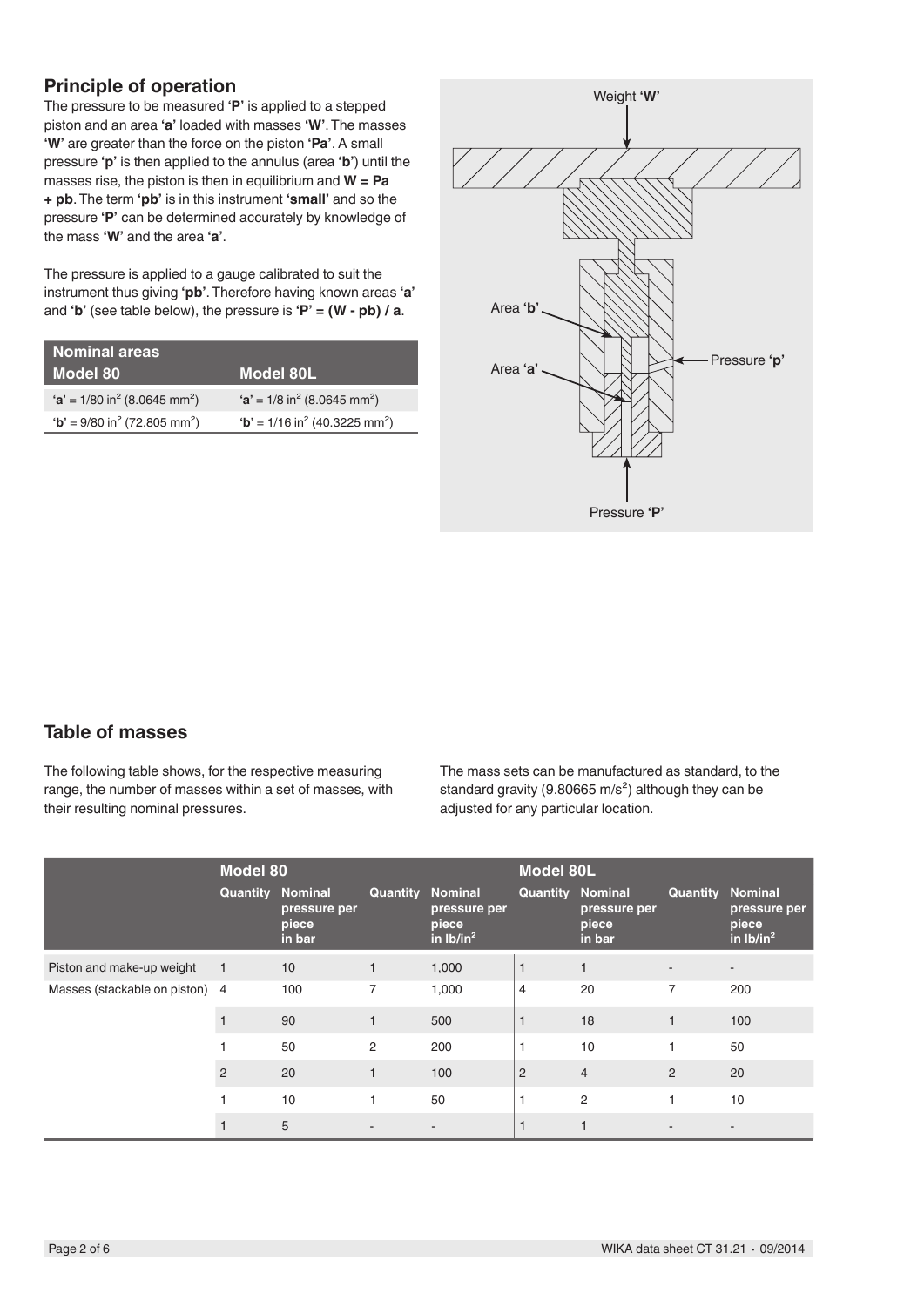## Principle of operation

The pressure to be measured **'P'** is applied to a stepped piston and an area **'a'** loaded with masses **'W'**. The masses **'W'** are greater than the force on the piston **'Pa'**. A small pressure **'p'** is then applied to the annulus (area **'b'**) until the masses rise, the piston is then in equilibrium and **W = Pa + pb**. The term **'pb'** is in this instrument **'small'** and so the pressure **'P'** can be determined accurately by knowledge of the mass **'W'** and the area **'a'**.

The pressure is applied to a gauge calibrated to suit the instrument thus giving **'pb'**. Therefore having known areas **'a'** and **'b'** (see table below), the pressure is **'P' = (W - pb) / a**.

| Nominal areas | |
|---|---|
| **Model 80** | **Model 80L** |
| **'a'** = 1/80 in$^2$ (8.0645 mm$^2$) | **'a'** = 1/8 in$^2$ (8.0645 mm$^2$) |
| **'b'** = 9/80 in$^2$ (72.805 mm$^2$) | **'b'** = 1/16 in$^2$ (40.3225 mm$^2$) |

Weight **'W'**

Area **'b'**

Area **'a'**

Pressure **'p'**

Pressure **'P'**

## Table of masses

The following table shows, for the respective measuring range, the number of masses within a set of masses, with their resulting nominal pressures.

The mass sets can be manufactured as standard, to the standard gravity (9.80665 m/s$^2$) although they can be adjusted for any particular location.

| | Model 80 | | | | Model 80L | | | |
|---|---|---|---|---|---|---|---|---|
| | Quantity | Nominal pressure per piece in bar | Quantity | Nominal pressure per piece in lb/in$^2$ | Quantity | Nominal pressure per piece in bar | Quantity | Nominal pressure per piece in lb/in$^2$ |
| Piston and make-up weight | 1 | 10 | 1 | 1,000 | 1 | 1 | - | - |
| Masses (stackable on piston) | 4 | 100 | 7 | 1,000 | 4 | 20 | 7 | 200 |
| | 1 | 90 | 1 | 500 | 1 | 18 | 1 | 100 |
| | 1 | 50 | 2 | 200 | 1 | 10 | 1 | 50 |
| | 2 | 20 | 1 | 100 | 2 | 4 | 2 | 20 |
| | 1 | 10 | 1 | 50 | 1 | 2 | 1 | 10 |
| | 1 | 5 | - | - | 1 | 1 | - | - |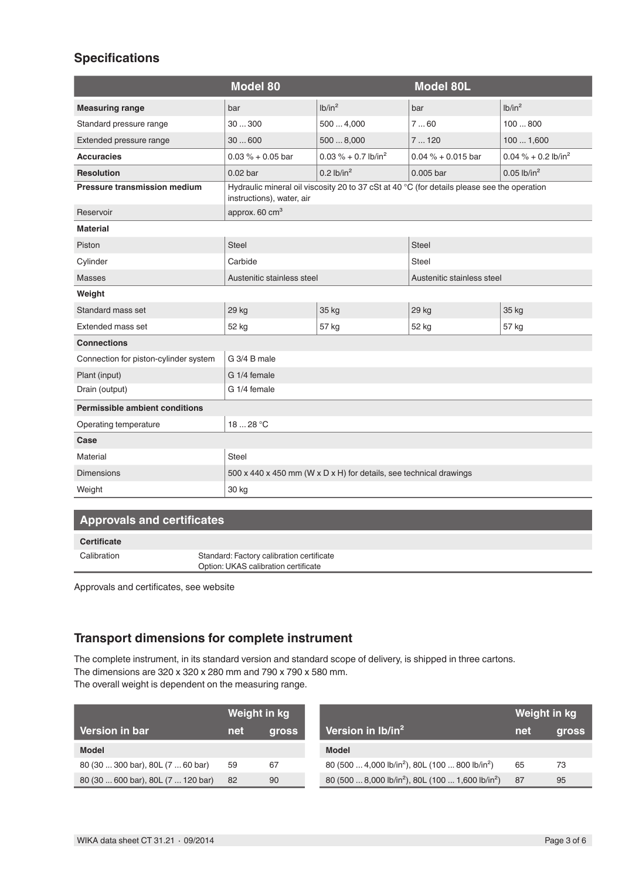## Specifications

| | Model 80 | | Model 80L | |
|---|---|---|---|---|
| **Measuring range** | bar | lb/in² | bar | lb/in² |
| Standard pressure range | 30 ... 300 | 500 ... 4,000 | 7 ... 60 | 100 ... 800 |
| Extended pressure range | 30 ... 600 | 500 ... 8,000 | 7 ... 120 | 100 ... 1,600 |
| **Accuracies** | 0.03 % + 0.05 bar | 0.03 % + 0.7 lb/in² | 0.04 % + 0.015 bar | 0.04 % + 0.2 lb/in² |
| **Resolution** | 0.02 bar | 0.2 lb/in² | 0.005 bar | 0.05 lb/in² |
| **Pressure transmission medium** | Hydraulic mineral oil viscosity 20 to 37 cSt at 40 °C (for details please see the operation instructions), water, air | | | |
| Reservoir | approx. 60 cm³ | | | |
| **Material** | | | | |
| Piston | Steel | | Steel | |
| Cylinder | Carbide | | Steel | |
| Masses | Austenitic stainless steel | | Austenitic stainless steel | |
| **Weight** | | | | |
| Standard mass set | 29 kg | 35 kg | 29 kg | 35 kg |
| Extended mass set | 52 kg | 57 kg | 52 kg | 57 kg |
| **Connections** | | | | |
| Connection for piston-cylinder system | G 3/4 B male | | | |
| Plant (input) | G 1/4 female | | | |
| Drain (output) | G 1/4 female | | | |
| **Permissible ambient conditions** | | | | |
| Operating temperature | 18 ... 28 °C | | | |
| **Case** | | | | |
| Material | Steel | | | |
| Dimensions | 500 x 440 x 450 mm (W x D x H) for details, see technical drawings | | | |
| Weight | 30 kg | | | |

## Approvals and certificates

| Certificate | |
|---|---|
| Calibration | Standard: Factory calibration certificate<br>Option: UKAS calibration certificate |

Approvals and certificates, see website

## Transport dimensions for complete instrument

The complete instrument, in its standard version and standard scope of delivery, is shipped in three cartons.
The dimensions are 320 x 320 x 280 mm and 790 x 790 x 580 mm.
The overall weight is dependent on the measuring range.

| Version in bar | Weight in kg net | Weight in kg gross |
|---|---|---|
| **Model** | | |
| 80 (30 ... 300 bar), 80L (7 ... 60 bar) | 59 | 67 |
| 80 (30 ... 600 bar), 80L (7 ... 120 bar) | 82 | 90 |

| Version in lb/in² | Weight in kg net | Weight in kg gross |
|---|---|---|
| **Model** | | |
| 80 (500 ... 4,000 lb/in²), 80L (100 ... 800 lb/in²) | 65 | 73 |
| 80 (500 ... 8,000 lb/in²), 80L (100 ... 1,600 lb/in²) | 87 | 95 |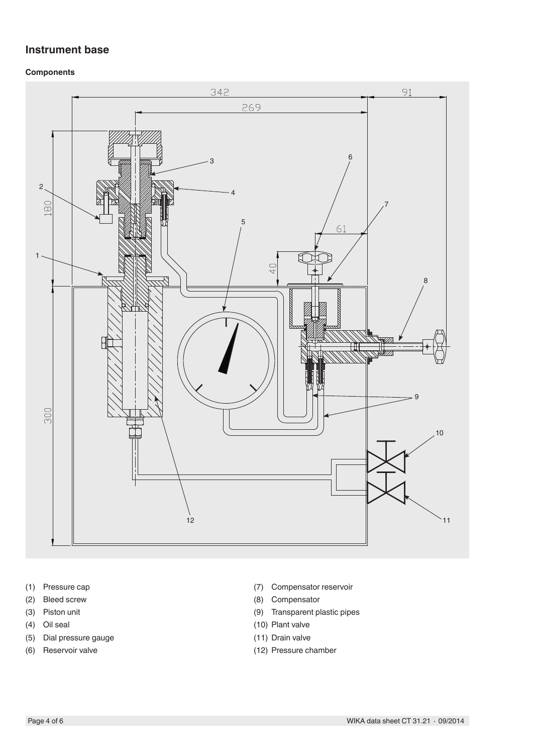## Instrument base

### Components

(1) Pressure cap
(2) Bleed screw
(3) Piston unit
(4) Oil seal
(5) Dial pressure gauge
(6) Reservoir valve
(7) Compensator reservoir
(8) Compensator
(9) Transparent plastic pipes
(10) Plant valve
(11) Drain valve
(12) Pressure chamber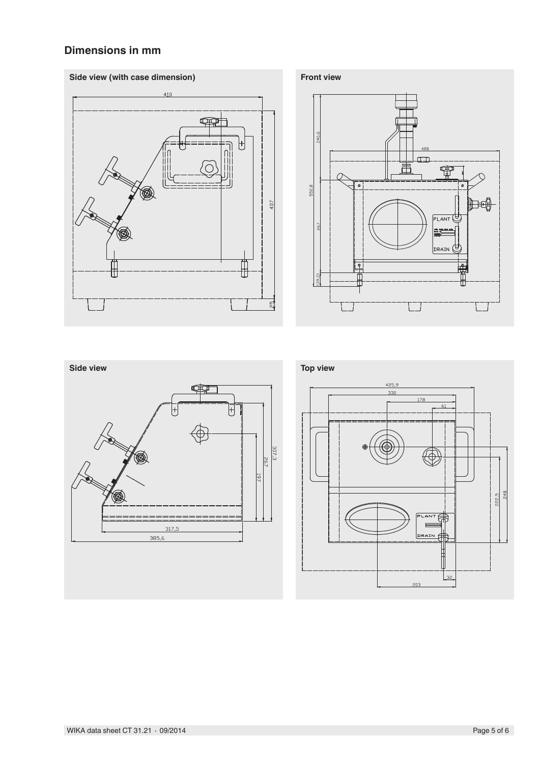## Dimensions in mm

### Side view (with case dimension)

### Front view

### Side view

### Top view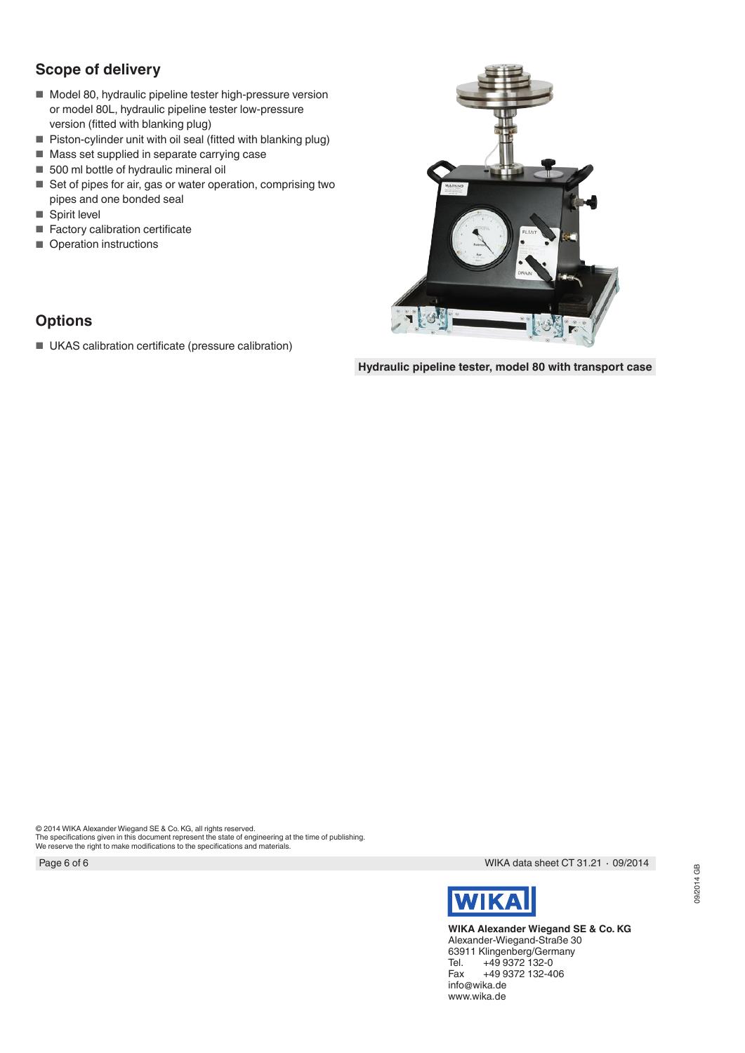## Scope of delivery

- Model 80, hydraulic pipeline tester high-pressure version or model 80L, hydraulic pipeline tester low-pressure version (fitted with blanking plug)
- Piston-cylinder unit with oil seal (fitted with blanking plug)
- Mass set supplied in separate carrying case
- 500 ml bottle of hydraulic mineral oil
- Set of pipes for air, gas or water operation, comprising two pipes and one bonded seal
- Spirit level
- Factory calibration certificate
- Operation instructions

## Options

- UKAS calibration certificate (pressure calibration)

**Hydraulic pipeline tester, model 80 with transport case**

© 2014 WIKA Alexander Wiegand SE & Co. KG, all rights reserved.
The specifications given in this document represent the state of engineering at the time of publishing.
We reserve the right to make modifications to the specifications and materials.

WIKA data sheet CT 31.21 · 09/2014

**WIKA Alexander Wiegand SE & Co. KG**
Alexander-Wiegand-Straße 30
63911 Klingenberg/Germany
Tel. +49 9372 132-0
Fax +49 9372 132-406
info@wika.de
www.wika.de

09/2014 GB